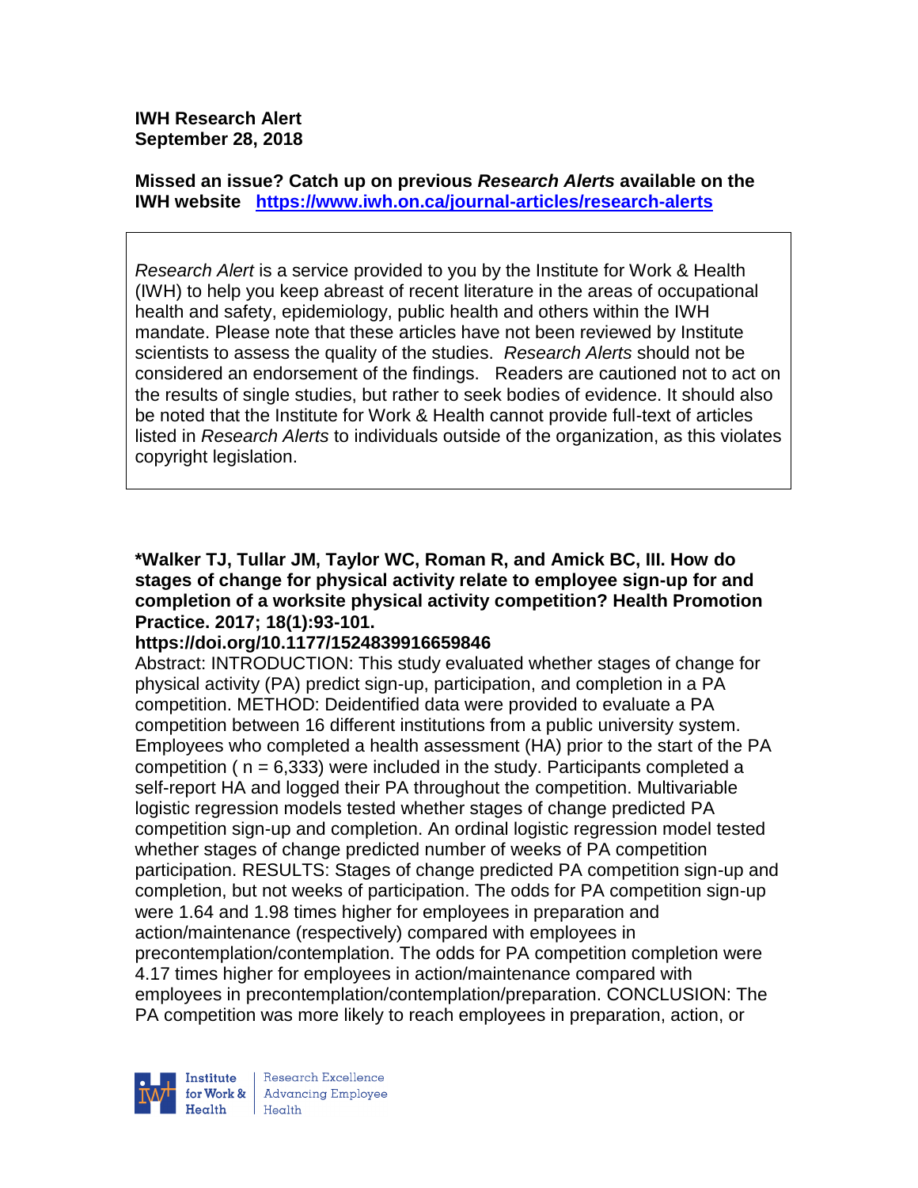**IWH Research Alert**
**September 28, 2018**

**Missed an issue? Catch up on previous *Research Alerts* available on the IWH website https://www.iwh.on.ca/journal-articles/research-alerts**

*Research Alert* is a service provided to you by the Institute for Work & Health (IWH) to help you keep abreast of recent literature in the areas of occupational health and safety, epidemiology, public health and others within the IWH mandate. Please note that these articles have not been reviewed by Institute scientists to assess the quality of the studies. *Research Alerts* should not be considered an endorsement of the findings. Readers are cautioned not to act on the results of single studies, but rather to seek bodies of evidence. It should also be noted that the Institute for Work & Health cannot provide full-text of articles listed in *Research Alerts* to individuals outside of the organization, as this violates copyright legislation.

**\*Walker TJ, Tullar JM, Taylor WC, Roman R, and Amick BC, III. How do stages of change for physical activity relate to employee sign-up for and completion of a worksite physical activity competition? Health Promotion Practice. 2017; 18(1):93-101.**
**https://doi.org/10.1177/1524839916659846**

Abstract: INTRODUCTION: This study evaluated whether stages of change for physical activity (PA) predict sign-up, participation, and completion in a PA competition. METHOD: Deidentified data were provided to evaluate a PA competition between 16 different institutions from a public university system. Employees who completed a health assessment (HA) prior to the start of the PA competition ( n = 6,333) were included in the study. Participants completed a self-report HA and logged their PA throughout the competition. Multivariable logistic regression models tested whether stages of change predicted PA competition sign-up and completion. An ordinal logistic regression model tested whether stages of change predicted number of weeks of PA competition participation. RESULTS: Stages of change predicted PA competition sign-up and completion, but not weeks of participation. The odds for PA competition sign-up were 1.64 and 1.98 times higher for employees in preparation and action/maintenance (respectively) compared with employees in precontemplation/contemplation. The odds for PA competition completion were 4.17 times higher for employees in action/maintenance compared with employees in precontemplation/contemplation/preparation. CONCLUSION: The PA competition was more likely to reach employees in preparation, action, or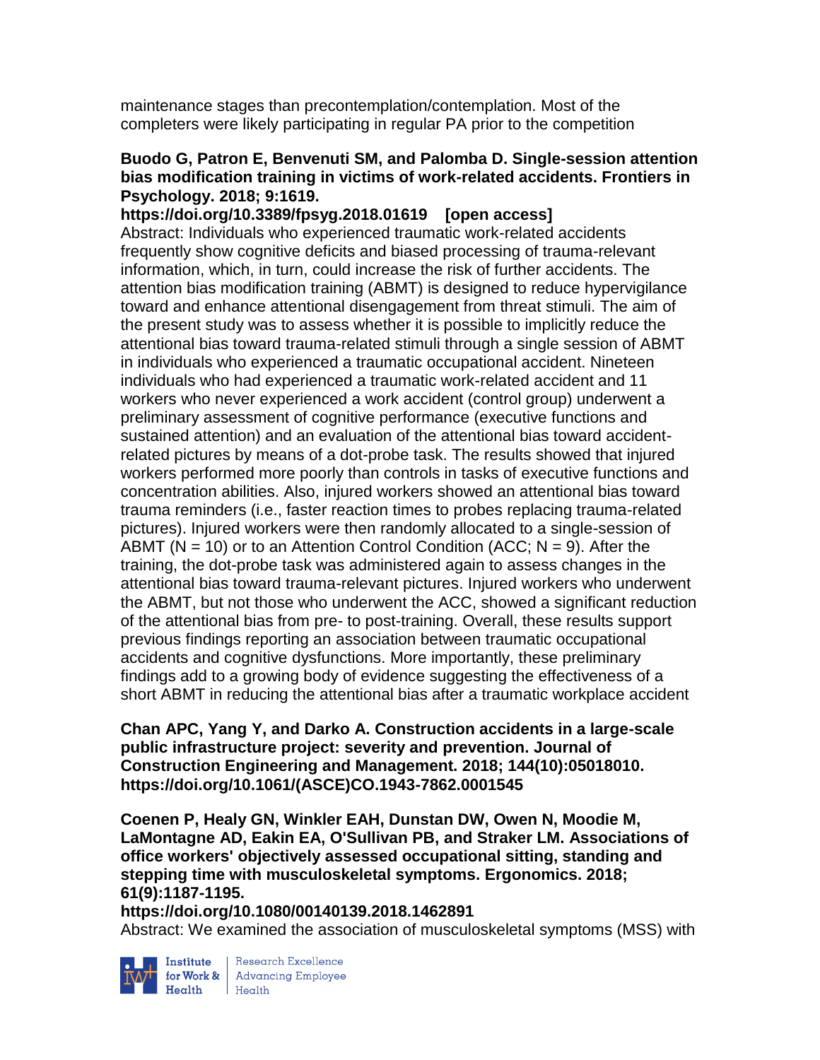maintenance stages than precontemplation/contemplation. Most of the completers were likely participating in regular PA prior to the competition

**Buodo G, Patron E, Benvenuti SM, and Palomba D. Single-session attention bias modification training in victims of work-related accidents. Frontiers in Psychology. 2018; 9:1619.**

**https://doi.org/10.3389/fpsyg.2018.01619 [open access]**

Abstract: Individuals who experienced traumatic work-related accidents frequently show cognitive deficits and biased processing of trauma-relevant information, which, in turn, could increase the risk of further accidents. The attention bias modification training (ABMT) is designed to reduce hypervigilance toward and enhance attentional disengagement from threat stimuli. The aim of the present study was to assess whether it is possible to implicitly reduce the attentional bias toward trauma-related stimuli through a single session of ABMT in individuals who experienced a traumatic occupational accident. Nineteen individuals who had experienced a traumatic work-related accident and 11 workers who never experienced a work accident (control group) underwent a preliminary assessment of cognitive performance (executive functions and sustained attention) and an evaluation of the attentional bias toward accident-related pictures by means of a dot-probe task. The results showed that injured workers performed more poorly than controls in tasks of executive functions and concentration abilities. Also, injured workers showed an attentional bias toward trauma reminders (i.e., faster reaction times to probes replacing trauma-related pictures). Injured workers were then randomly allocated to a single-session of ABMT (N = 10) or to an Attention Control Condition (ACC; N = 9). After the training, the dot-probe task was administered again to assess changes in the attentional bias toward trauma-relevant pictures. Injured workers who underwent the ABMT, but not those who underwent the ACC, showed a significant reduction of the attentional bias from pre- to post-training. Overall, these results support previous findings reporting an association between traumatic occupational accidents and cognitive dysfunctions. More importantly, these preliminary findings add to a growing body of evidence suggesting the effectiveness of a short ABMT in reducing the attentional bias after a traumatic workplace accident

**Chan APC, Yang Y, and Darko A. Construction accidents in a large-scale public infrastructure project: severity and prevention. Journal of Construction Engineering and Management. 2018; 144(10):05018010. https://doi.org/10.1061/(ASCE)CO.1943-7862.0001545**

**Coenen P, Healy GN, Winkler EAH, Dunstan DW, Owen N, Moodie M, LaMontagne AD, Eakin EA, O'Sullivan PB, and Straker LM. Associations of office workers' objectively assessed occupational sitting, standing and stepping time with musculoskeletal symptoms. Ergonomics. 2018; 61(9):1187-1195.**

**https://doi.org/10.1080/00140139.2018.1462891**

Abstract: We examined the association of musculoskeletal symptoms (MSS) with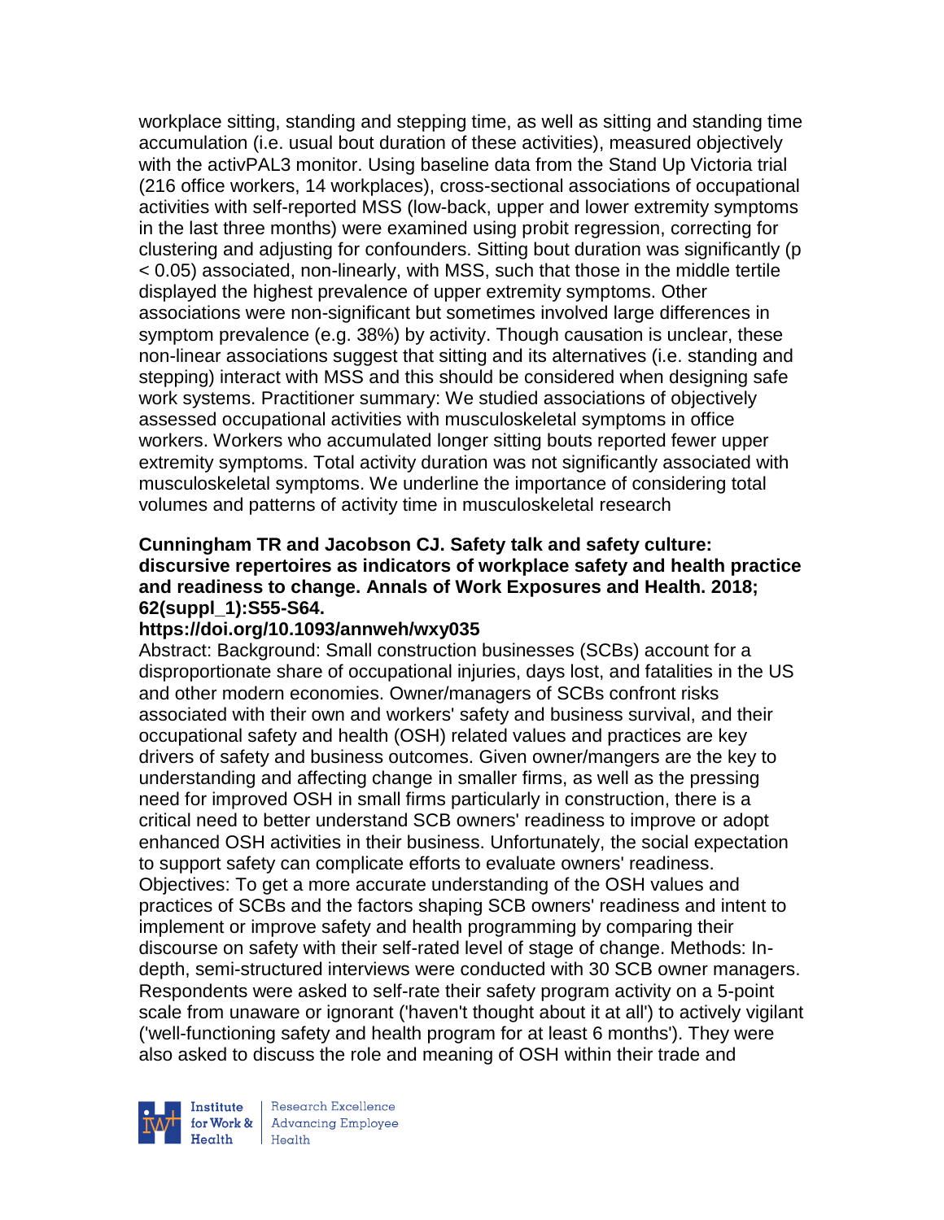workplace sitting, standing and stepping time, as well as sitting and standing time accumulation (i.e. usual bout duration of these activities), measured objectively with the activPAL3 monitor. Using baseline data from the Stand Up Victoria trial (216 office workers, 14 workplaces), cross-sectional associations of occupational activities with self-reported MSS (low-back, upper and lower extremity symptoms in the last three months) were examined using probit regression, correcting for clustering and adjusting for confounders. Sitting bout duration was significantly ($p < 0.05$) associated, non-linearly, with MSS, such that those in the middle tertile displayed the highest prevalence of upper extremity symptoms. Other associations were non-significant but sometimes involved large differences in symptom prevalence (e.g. 38%) by activity. Though causation is unclear, these non-linear associations suggest that sitting and its alternatives (i.e. standing and stepping) interact with MSS and this should be considered when designing safe work systems. Practitioner summary: We studied associations of objectively assessed occupational activities with musculoskeletal symptoms in office workers. Workers who accumulated longer sitting bouts reported fewer upper extremity symptoms. Total activity duration was not significantly associated with musculoskeletal symptoms. We underline the importance of considering total volumes and patterns of activity time in musculoskeletal research

**Cunningham TR and Jacobson CJ. Safety talk and safety culture: discursive repertoires as indicators of workplace safety and health practice and readiness to change. Annals of Work Exposures and Health. 2018; 62(suppl_1):S55-S64.**

**https://doi.org/10.1093/annweh/wxy035**

Abstract: Background: Small construction businesses (SCBs) account for a disproportionate share of occupational injuries, days lost, and fatalities in the US and other modern economies. Owner/managers of SCBs confront risks associated with their own and workers' safety and business survival, and their occupational safety and health (OSH) related values and practices are key drivers of safety and business outcomes. Given owner/mangers are the key to understanding and affecting change in smaller firms, as well as the pressing need for improved OSH in small firms particularly in construction, there is a critical need to better understand SCB owners' readiness to improve or adopt enhanced OSH activities in their business. Unfortunately, the social expectation to support safety can complicate efforts to evaluate owners' readiness. Objectives: To get a more accurate understanding of the OSH values and practices of SCBs and the factors shaping SCB owners' readiness and intent to implement or improve safety and health programming by comparing their discourse on safety with their self-rated level of stage of change. Methods: In-depth, semi-structured interviews were conducted with 30 SCB owner managers. Respondents were asked to self-rate their safety program activity on a 5-point scale from unaware or ignorant ('haven't thought about it at all') to actively vigilant ('well-functioning safety and health program for at least 6 months'). They were also asked to discuss the role and meaning of OSH within their trade and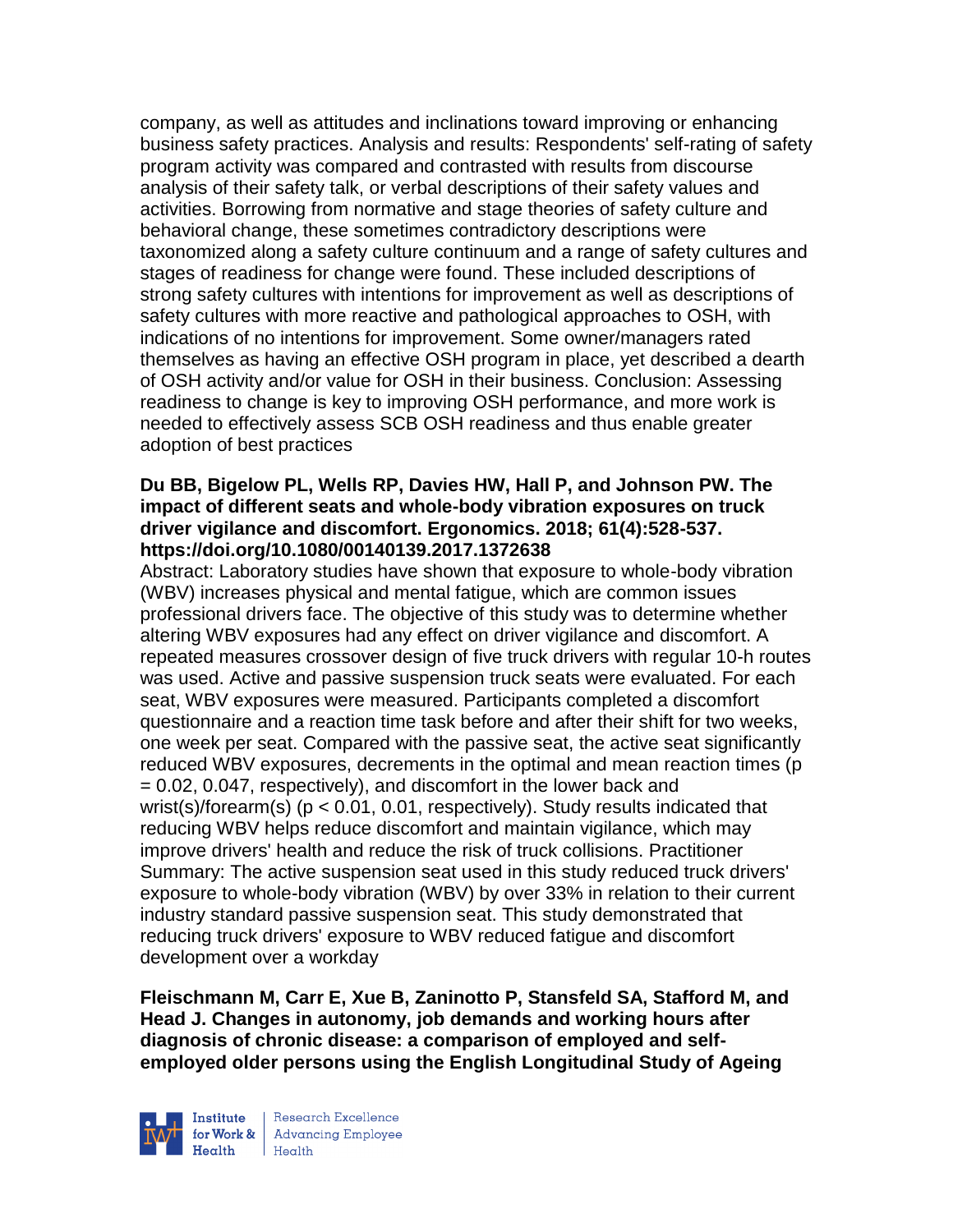company, as well as attitudes and inclinations toward improving or enhancing business safety practices. Analysis and results: Respondents' self-rating of safety program activity was compared and contrasted with results from discourse analysis of their safety talk, or verbal descriptions of their safety values and activities. Borrowing from normative and stage theories of safety culture and behavioral change, these sometimes contradictory descriptions were taxonomized along a safety culture continuum and a range of safety cultures and stages of readiness for change were found. These included descriptions of strong safety cultures with intentions for improvement as well as descriptions of safety cultures with more reactive and pathological approaches to OSH, with indications of no intentions for improvement. Some owner/managers rated themselves as having an effective OSH program in place, yet described a dearth of OSH activity and/or value for OSH in their business. Conclusion: Assessing readiness to change is key to improving OSH performance, and more work is needed to effectively assess SCB OSH readiness and thus enable greater adoption of best practices

**Du BB, Bigelow PL, Wells RP, Davies HW, Hall P, and Johnson PW. The impact of different seats and whole-body vibration exposures on truck driver vigilance and discomfort. Ergonomics. 2018; 61(4):528-537. https://doi.org/10.1080/00140139.2017.1372638**

Abstract: Laboratory studies have shown that exposure to whole-body vibration (WBV) increases physical and mental fatigue, which are common issues professional drivers face. The objective of this study was to determine whether altering WBV exposures had any effect on driver vigilance and discomfort. A repeated measures crossover design of five truck drivers with regular 10-h routes was used. Active and passive suspension truck seats were evaluated. For each seat, WBV exposures were measured. Participants completed a discomfort questionnaire and a reaction time task before and after their shift for two weeks, one week per seat. Compared with the passive seat, the active seat significantly reduced WBV exposures, decrements in the optimal and mean reaction times ($p = 0.02, 0.047$, respectively), and discomfort in the lower back and wrist(s)/forearm(s) ($p < 0.01, 0.01$, respectively). Study results indicated that reducing WBV helps reduce discomfort and maintain vigilance, which may improve drivers' health and reduce the risk of truck collisions. Practitioner Summary: The active suspension seat used in this study reduced truck drivers' exposure to whole-body vibration (WBV) by over 33% in relation to their current industry standard passive suspension seat. This study demonstrated that reducing truck drivers' exposure to WBV reduced fatigue and discomfort development over a workday

**Fleischmann M, Carr E, Xue B, Zaninotto P, Stansfeld SA, Stafford M, and Head J. Changes in autonomy, job demands and working hours after diagnosis of chronic disease: a comparison of employed and self-employed older persons using the English Longitudinal Study of Ageing**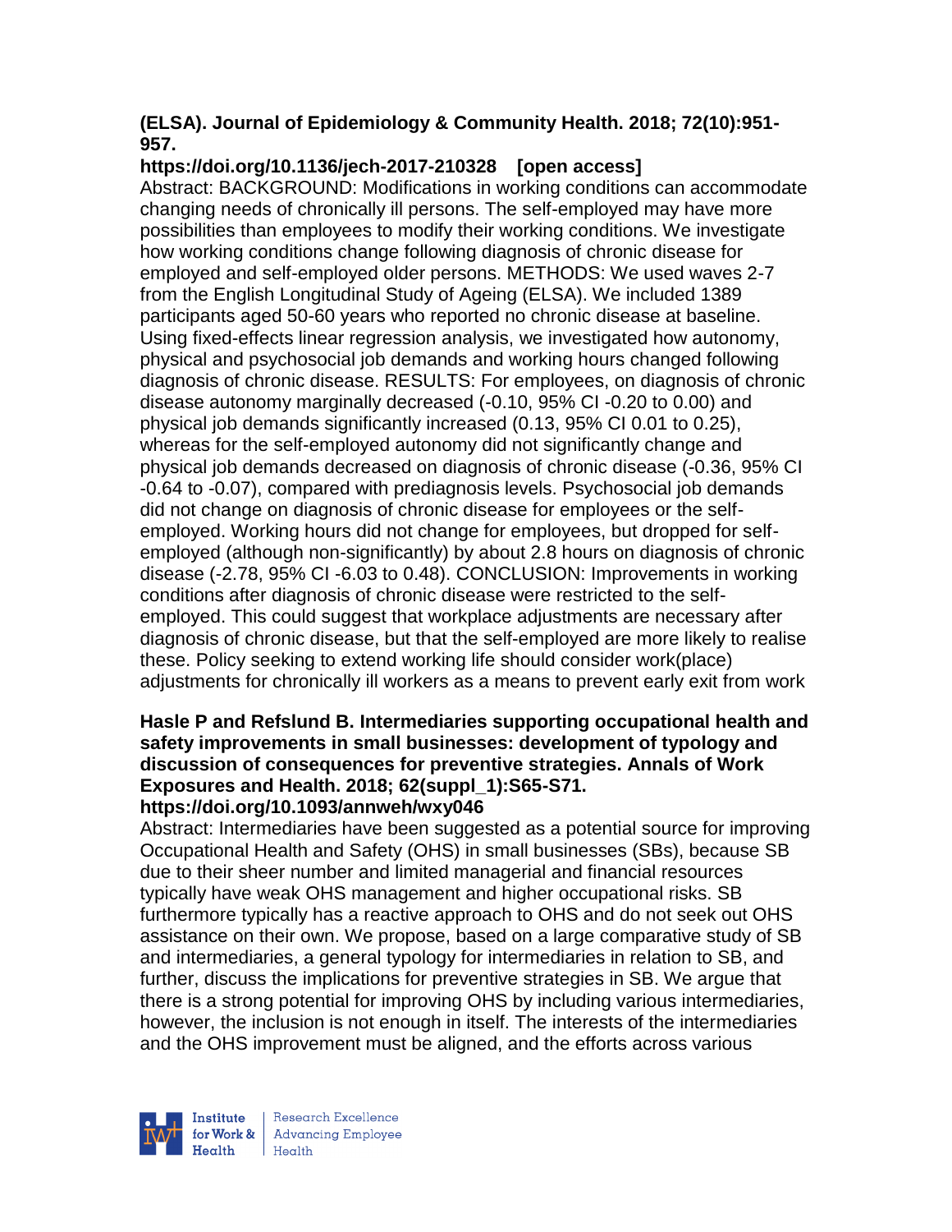**(ELSA). Journal of Epidemiology & Community Health. 2018; 72(10):951-957.**

**https://doi.org/10.1136/jech-2017-210328 [open access]**

Abstract: BACKGROUND: Modifications in working conditions can accommodate changing needs of chronically ill persons. The self-employed may have more possibilities than employees to modify their working conditions. We investigate how working conditions change following diagnosis of chronic disease for employed and self-employed older persons. METHODS: We used waves 2-7 from the English Longitudinal Study of Ageing (ELSA). We included 1389 participants aged 50-60 years who reported no chronic disease at baseline. Using fixed-effects linear regression analysis, we investigated how autonomy, physical and psychosocial job demands and working hours changed following diagnosis of chronic disease. RESULTS: For employees, on diagnosis of chronic disease autonomy marginally decreased (-0.10, 95% CI -0.20 to 0.00) and physical job demands significantly increased (0.13, 95% CI 0.01 to 0.25), whereas for the self-employed autonomy did not significantly change and physical job demands decreased on diagnosis of chronic disease (-0.36, 95% CI -0.64 to -0.07), compared with prediagnosis levels. Psychosocial job demands did not change on diagnosis of chronic disease for employees or the self-employed. Working hours did not change for employees, but dropped for self-employed (although non-significantly) by about 2.8 hours on diagnosis of chronic disease (-2.78, 95% CI -6.03 to 0.48). CONCLUSION: Improvements in working conditions after diagnosis of chronic disease were restricted to the self-employed. This could suggest that workplace adjustments are necessary after diagnosis of chronic disease, but that the self-employed are more likely to realise these. Policy seeking to extend working life should consider work(place) adjustments for chronically ill workers as a means to prevent early exit from work

**Hasle P and Refslund B. Intermediaries supporting occupational health and safety improvements in small businesses: development of typology and discussion of consequences for preventive strategies. Annals of Work Exposures and Health. 2018; 62(suppl_1):S65-S71.**

**https://doi.org/10.1093/annweh/wxy046**

Abstract: Intermediaries have been suggested as a potential source for improving Occupational Health and Safety (OHS) in small businesses (SBs), because SB due to their sheer number and limited managerial and financial resources typically have weak OHS management and higher occupational risks. SB furthermore typically has a reactive approach to OHS and do not seek out OHS assistance on their own. We propose, based on a large comparative study of SB and intermediaries, a general typology for intermediaries in relation to SB, and further, discuss the implications for preventive strategies in SB. We argue that there is a strong potential for improving OHS by including various intermediaries, however, the inclusion is not enough in itself. The interests of the intermediaries and the OHS improvement must be aligned, and the efforts across various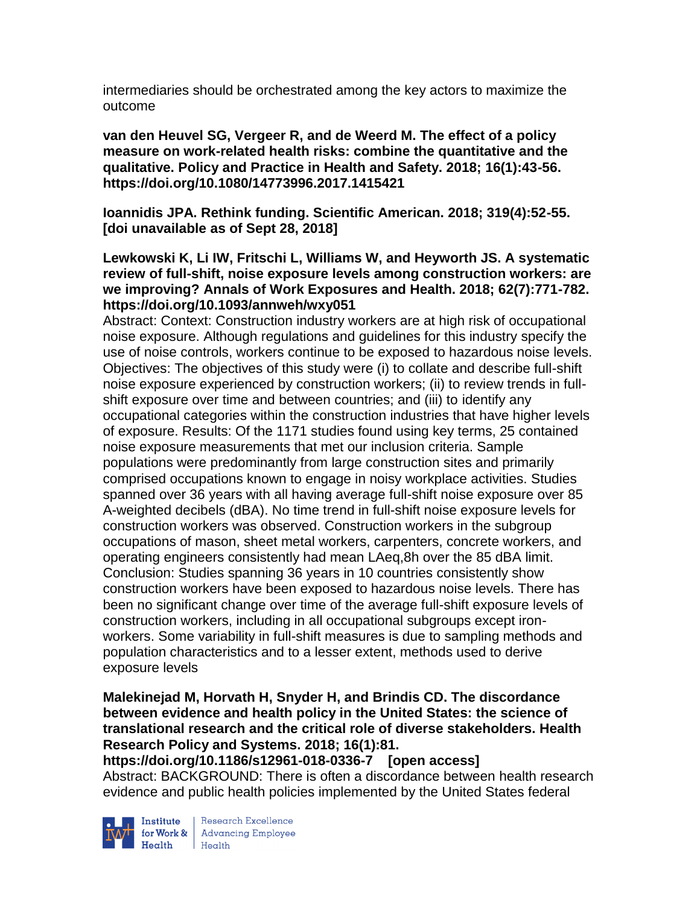intermediaries should be orchestrated among the key actors to maximize the outcome

**van den Heuvel SG, Vergeer R, and de Weerd M. The effect of a policy measure on work-related health risks: combine the quantitative and the qualitative. Policy and Practice in Health and Safety. 2018; 16(1):43-56. https://doi.org/10.1080/14773996.2017.1415421**

**Ioannidis JPA. Rethink funding. Scientific American. 2018; 319(4):52-55. [doi unavailable as of Sept 28, 2018]**

**Lewkowski K, Li IW, Fritschi L, Williams W, and Heyworth JS. A systematic review of full-shift, noise exposure levels among construction workers: are we improving? Annals of Work Exposures and Health. 2018; 62(7):771-782. https://doi.org/10.1093/annweh/wxy051**

Abstract: Context: Construction industry workers are at high risk of occupational noise exposure. Although regulations and guidelines for this industry specify the use of noise controls, workers continue to be exposed to hazardous noise levels. Objectives: The objectives of this study were (i) to collate and describe full-shift noise exposure experienced by construction workers; (ii) to review trends in full-shift exposure over time and between countries; and (iii) to identify any occupational categories within the construction industries that have higher levels of exposure. Results: Of the 1171 studies found using key terms, 25 contained noise exposure measurements that met our inclusion criteria. Sample populations were predominantly from large construction sites and primarily comprised occupations known to engage in noisy workplace activities. Studies spanned over 36 years with all having average full-shift noise exposure over 85 A-weighted decibels (dBA). No time trend in full-shift noise exposure levels for construction workers was observed. Construction workers in the subgroup occupations of mason, sheet metal workers, carpenters, concrete workers, and operating engineers consistently had mean LAeq,8h over the 85 dBA limit. Conclusion: Studies spanning 36 years in 10 countries consistently show construction workers have been exposed to hazardous noise levels. There has been no significant change over time of the average full-shift exposure levels of construction workers, including in all occupational subgroups except iron-workers. Some variability in full-shift measures is due to sampling methods and population characteristics and to a lesser extent, methods used to derive exposure levels

**Malekinejad M, Horvath H, Snyder H, and Brindis CD. The discordance between evidence and health policy in the United States: the science of translational research and the critical role of diverse stakeholders. Health Research Policy and Systems. 2018; 16(1):81. https://doi.org/10.1186/s12961-018-0336-7 [open access]**

Abstract: BACKGROUND: There is often a discordance between health research evidence and public health policies implemented by the United States federal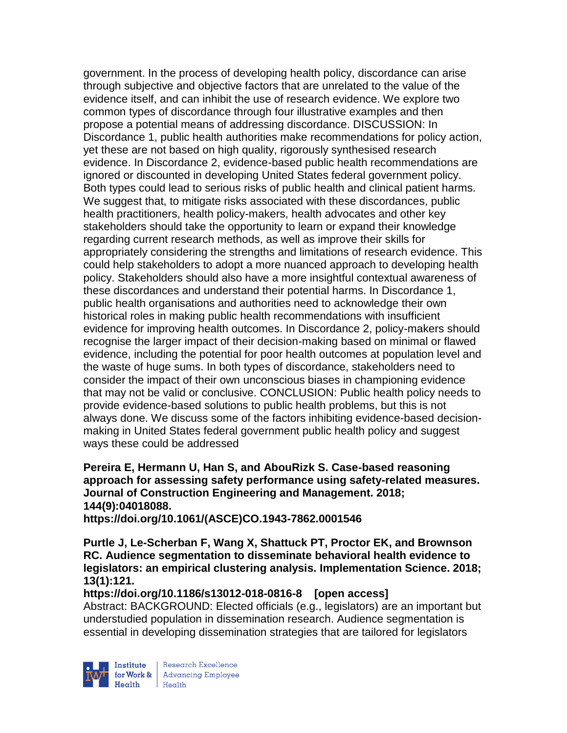government. In the process of developing health policy, discordance can arise through subjective and objective factors that are unrelated to the value of the evidence itself, and can inhibit the use of research evidence. We explore two common types of discordance through four illustrative examples and then propose a potential means of addressing discordance. DISCUSSION: In Discordance 1, public health authorities make recommendations for policy action, yet these are not based on high quality, rigorously synthesised research evidence. In Discordance 2, evidence-based public health recommendations are ignored or discounted in developing United States federal government policy. Both types could lead to serious risks of public health and clinical patient harms. We suggest that, to mitigate risks associated with these discordances, public health practitioners, health policy-makers, health advocates and other key stakeholders should take the opportunity to learn or expand their knowledge regarding current research methods, as well as improve their skills for appropriately considering the strengths and limitations of research evidence. This could help stakeholders to adopt a more nuanced approach to developing health policy. Stakeholders should also have a more insightful contextual awareness of these discordances and understand their potential harms. In Discordance 1, public health organisations and authorities need to acknowledge their own historical roles in making public health recommendations with insufficient evidence for improving health outcomes. In Discordance 2, policy-makers should recognise the larger impact of their decision-making based on minimal or flawed evidence, including the potential for poor health outcomes at population level and the waste of huge sums. In both types of discordance, stakeholders need to consider the impact of their own unconscious biases in championing evidence that may not be valid or conclusive. CONCLUSION: Public health policy needs to provide evidence-based solutions to public health problems, but this is not always done. We discuss some of the factors inhibiting evidence-based decision-making in United States federal government public health policy and suggest ways these could be addressed

**Pereira E, Hermann U, Han S, and AbouRizk S. Case-based reasoning approach for assessing safety performance using safety-related measures. Journal of Construction Engineering and Management. 2018; 144(9):04018088.**
**https://doi.org/10.1061/(ASCE)CO.1943-7862.0001546**

**Purtle J, Le-Scherban F, Wang X, Shattuck PT, Proctor EK, and Brownson RC. Audience segmentation to disseminate behavioral health evidence to legislators: an empirical clustering analysis. Implementation Science. 2018; 13(1):121.**
**https://doi.org/10.1186/s13012-018-0816-8 [open access]**
Abstract: BACKGROUND: Elected officials (e.g., legislators) are an important but understudied population in dissemination research. Audience segmentation is essential in developing dissemination strategies that are tailored for legislators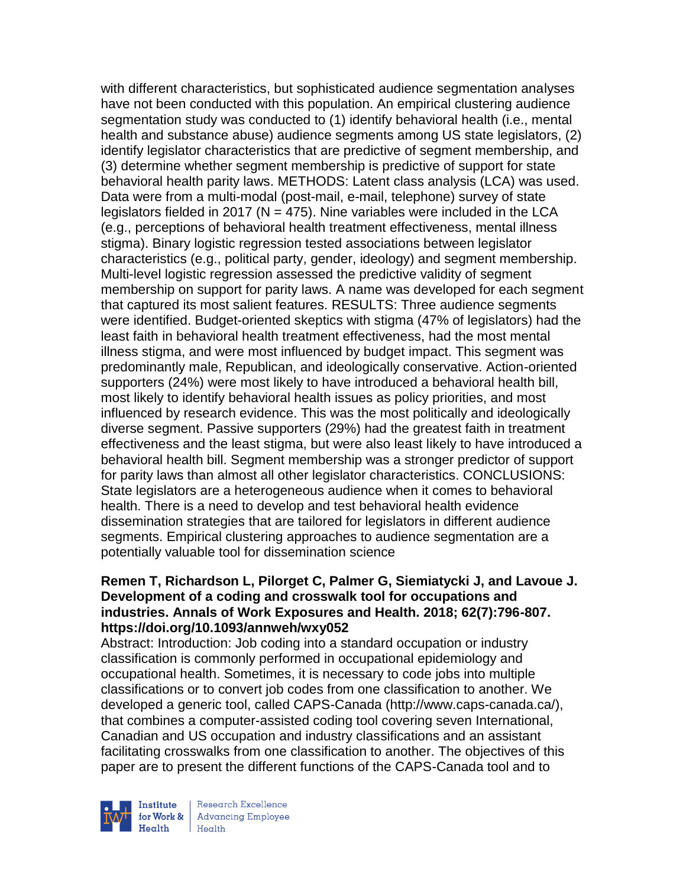with different characteristics, but sophisticated audience segmentation analyses have not been conducted with this population. An empirical clustering audience segmentation study was conducted to (1) identify behavioral health (i.e., mental health and substance abuse) audience segments among US state legislators, (2) identify legislator characteristics that are predictive of segment membership, and (3) determine whether segment membership is predictive of support for state behavioral health parity laws. METHODS: Latent class analysis (LCA) was used. Data were from a multi-modal (post-mail, e-mail, telephone) survey of state legislators fielded in 2017 (N = 475). Nine variables were included in the LCA (e.g., perceptions of behavioral health treatment effectiveness, mental illness stigma). Binary logistic regression tested associations between legislator characteristics (e.g., political party, gender, ideology) and segment membership. Multi-level logistic regression assessed the predictive validity of segment membership on support for parity laws. A name was developed for each segment that captured its most salient features. RESULTS: Three audience segments were identified. Budget-oriented skeptics with stigma (47% of legislators) had the least faith in behavioral health treatment effectiveness, had the most mental illness stigma, and were most influenced by budget impact. This segment was predominantly male, Republican, and ideologically conservative. Action-oriented supporters (24%) were most likely to have introduced a behavioral health bill, most likely to identify behavioral health issues as policy priorities, and most influenced by research evidence. This was the most politically and ideologically diverse segment. Passive supporters (29%) had the greatest faith in treatment effectiveness and the least stigma, but were also least likely to have introduced a behavioral health bill. Segment membership was a stronger predictor of support for parity laws than almost all other legislator characteristics. CONCLUSIONS: State legislators are a heterogeneous audience when it comes to behavioral health. There is a need to develop and test behavioral health evidence dissemination strategies that are tailored for legislators in different audience segments. Empirical clustering approaches to audience segmentation are a potentially valuable tool for dissemination science

**Remen T, Richardson L, Pilorget C, Palmer G, Siemiatycki J, and Lavoue J. Development of a coding and crosswalk tool for occupations and industries. Annals of Work Exposures and Health. 2018; 62(7):796-807. https://doi.org/10.1093/annweh/wxy052**

Abstract: Introduction: Job coding into a standard occupation or industry classification is commonly performed in occupational epidemiology and occupational health. Sometimes, it is necessary to code jobs into multiple classifications or to convert job codes from one classification to another. We developed a generic tool, called CAPS-Canada (http://www.caps-canada.ca/), that combines a computer-assisted coding tool covering seven International, Canadian and US occupation and industry classifications and an assistant facilitating crosswalks from one classification to another. The objectives of this paper are to present the different functions of the CAPS-Canada tool and to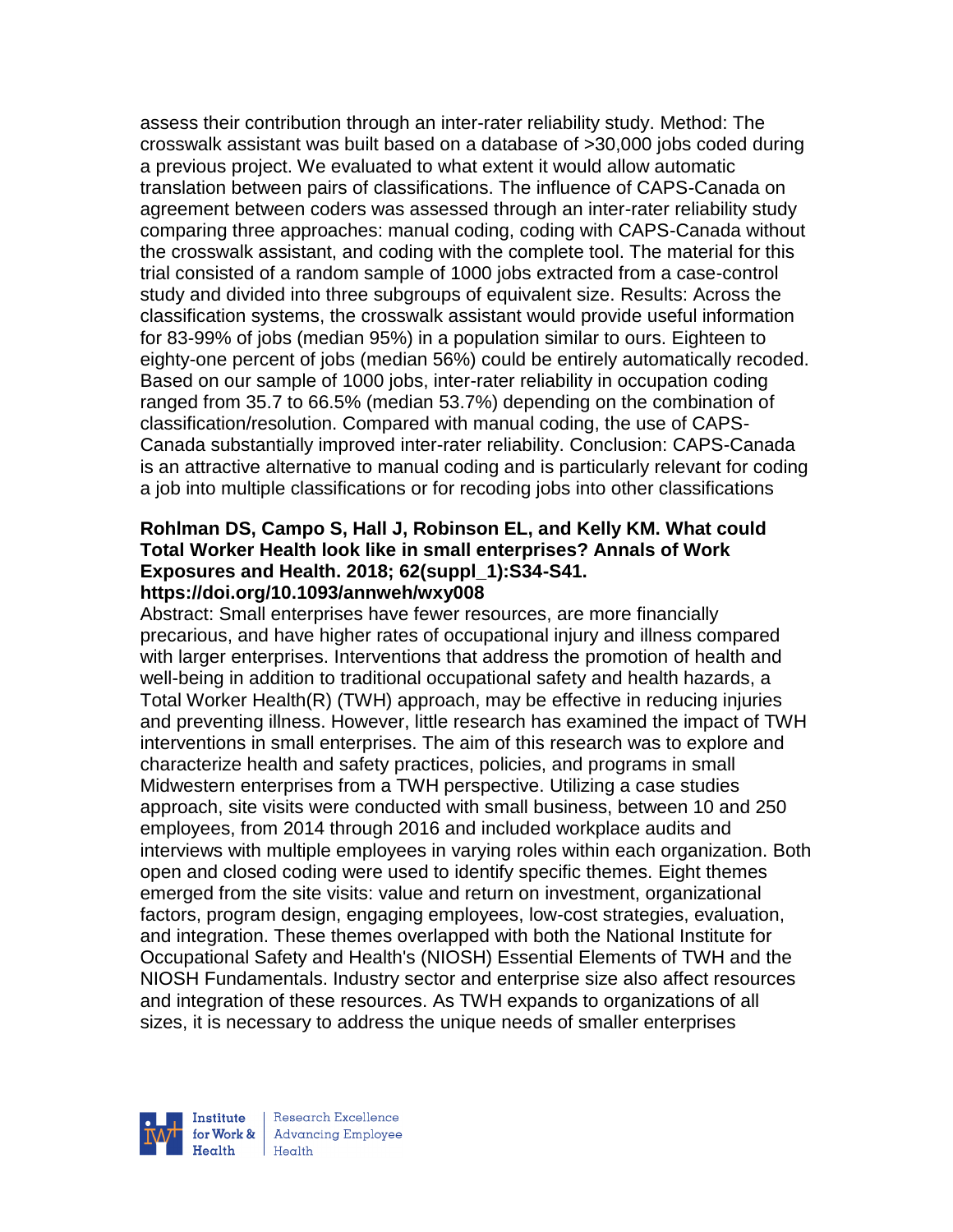assess their contribution through an inter-rater reliability study. Method: The crosswalk assistant was built based on a database of >30,000 jobs coded during a previous project. We evaluated to what extent it would allow automatic translation between pairs of classifications. The influence of CAPS-Canada on agreement between coders was assessed through an inter-rater reliability study comparing three approaches: manual coding, coding with CAPS-Canada without the crosswalk assistant, and coding with the complete tool. The material for this trial consisted of a random sample of 1000 jobs extracted from a case-control study and divided into three subgroups of equivalent size. Results: Across the classification systems, the crosswalk assistant would provide useful information for 83-99% of jobs (median 95%) in a population similar to ours. Eighteen to eighty-one percent of jobs (median 56%) could be entirely automatically recoded. Based on our sample of 1000 jobs, inter-rater reliability in occupation coding ranged from 35.7 to 66.5% (median 53.7%) depending on the combination of classification/resolution. Compared with manual coding, the use of CAPS-Canada substantially improved inter-rater reliability. Conclusion: CAPS-Canada is an attractive alternative to manual coding and is particularly relevant for coding a job into multiple classifications or for recoding jobs into other classifications

**Rohlman DS, Campo S, Hall J, Robinson EL, and Kelly KM. What could Total Worker Health look like in small enterprises? Annals of Work Exposures and Health. 2018; 62(suppl_1):S34-S41. https://doi.org/10.1093/annweh/wxy008**

Abstract: Small enterprises have fewer resources, are more financially precarious, and have higher rates of occupational injury and illness compared with larger enterprises. Interventions that address the promotion of health and well-being in addition to traditional occupational safety and health hazards, a Total Worker Health(R) (TWH) approach, may be effective in reducing injuries and preventing illness. However, little research has examined the impact of TWH interventions in small enterprises. The aim of this research was to explore and characterize health and safety practices, policies, and programs in small Midwestern enterprises from a TWH perspective. Utilizing a case studies approach, site visits were conducted with small business, between 10 and 250 employees, from 2014 through 2016 and included workplace audits and interviews with multiple employees in varying roles within each organization. Both open and closed coding were used to identify specific themes. Eight themes emerged from the site visits: value and return on investment, organizational factors, program design, engaging employees, low-cost strategies, evaluation, and integration. These themes overlapped with both the National Institute for Occupational Safety and Health's (NIOSH) Essential Elements of TWH and the NIOSH Fundamentals. Industry sector and enterprise size also affect resources and integration of these resources. As TWH expands to organizations of all sizes, it is necessary to address the unique needs of smaller enterprises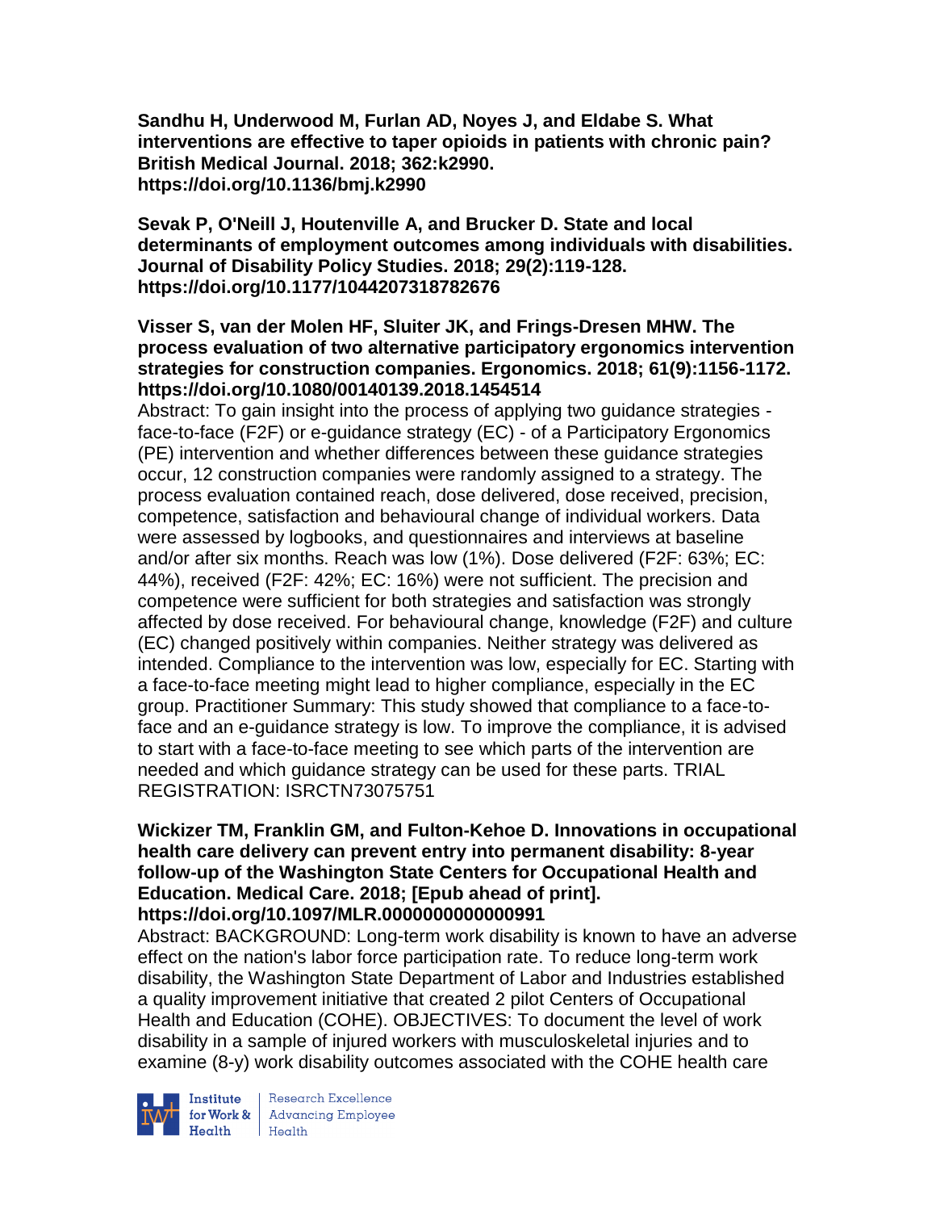**Sandhu H, Underwood M, Furlan AD, Noyes J, and Eldabe S. What interventions are effective to taper opioids in patients with chronic pain? British Medical Journal. 2018; 362:k2990. https://doi.org/10.1136/bmj.k2990**

**Sevak P, O'Neill J, Houtenville A, and Brucker D. State and local determinants of employment outcomes among individuals with disabilities. Journal of Disability Policy Studies. 2018; 29(2):119-128. https://doi.org/10.1177/1044207318782676**

**Visser S, van der Molen HF, Sluiter JK, and Frings-Dresen MHW. The process evaluation of two alternative participatory ergonomics intervention strategies for construction companies. Ergonomics. 2018; 61(9):1156-1172. https://doi.org/10.1080/00140139.2018.1454514**

Abstract: To gain insight into the process of applying two guidance strategies - face-to-face (F2F) or e-guidance strategy (EC) - of a Participatory Ergonomics (PE) intervention and whether differences between these guidance strategies occur, 12 construction companies were randomly assigned to a strategy. The process evaluation contained reach, dose delivered, dose received, precision, competence, satisfaction and behavioural change of individual workers. Data were assessed by logbooks, and questionnaires and interviews at baseline and/or after six months. Reach was low (1%). Dose delivered (F2F: 63%; EC: 44%), received (F2F: 42%; EC: 16%) were not sufficient. The precision and competence were sufficient for both strategies and satisfaction was strongly affected by dose received. For behavioural change, knowledge (F2F) and culture (EC) changed positively within companies. Neither strategy was delivered as intended. Compliance to the intervention was low, especially for EC. Starting with a face-to-face meeting might lead to higher compliance, especially in the EC group. Practitioner Summary: This study showed that compliance to a face-to-face and an e-guidance strategy is low. To improve the compliance, it is advised to start with a face-to-face meeting to see which parts of the intervention are needed and which guidance strategy can be used for these parts. TRIAL REGISTRATION: ISRCTN73075751

**Wickizer TM, Franklin GM, and Fulton-Kehoe D. Innovations in occupational health care delivery can prevent entry into permanent disability: 8-year follow-up of the Washington State Centers for Occupational Health and Education. Medical Care. 2018; [Epub ahead of print]. https://doi.org/10.1097/MLR.0000000000000991**

Abstract: BACKGROUND: Long-term work disability is known to have an adverse effect on the nation's labor force participation rate. To reduce long-term work disability, the Washington State Department of Labor and Industries established a quality improvement initiative that created 2 pilot Centers of Occupational Health and Education (COHE). OBJECTIVES: To document the level of work disability in a sample of injured workers with musculoskeletal injuries and to examine (8-y) work disability outcomes associated with the COHE health care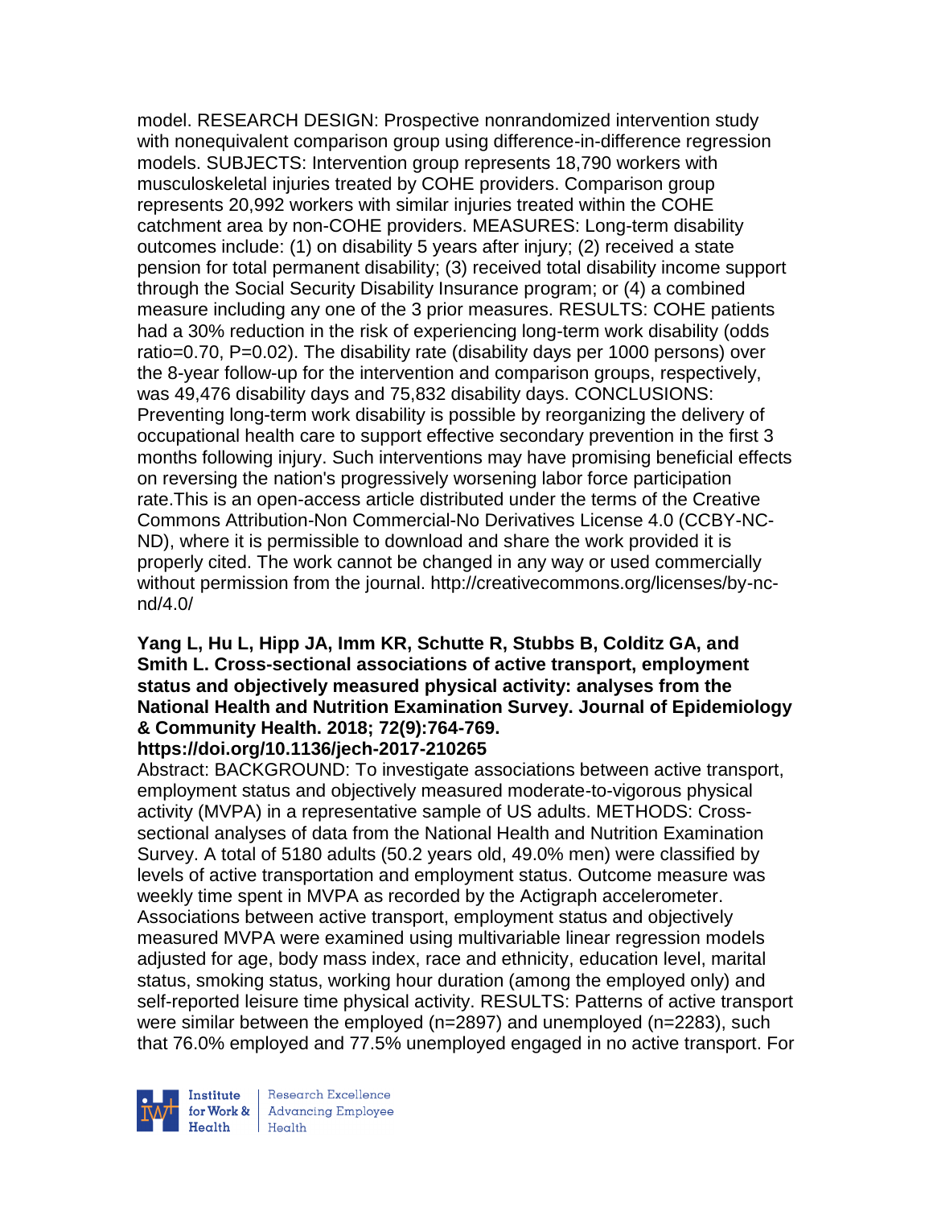model. RESEARCH DESIGN: Prospective nonrandomized intervention study with nonequivalent comparison group using difference-in-difference regression models. SUBJECTS: Intervention group represents 18,790 workers with musculoskeletal injuries treated by COHE providers. Comparison group represents 20,992 workers with similar injuries treated within the COHE catchment area by non-COHE providers. MEASURES: Long-term disability outcomes include: (1) on disability 5 years after injury; (2) received a state pension for total permanent disability; (3) received total disability income support through the Social Security Disability Insurance program; or (4) a combined measure including any one of the 3 prior measures. RESULTS: COHE patients had a 30% reduction in the risk of experiencing long-term work disability (odds ratio=0.70, P=0.02). The disability rate (disability days per 1000 persons) over the 8-year follow-up for the intervention and comparison groups, respectively, was 49,476 disability days and 75,832 disability days. CONCLUSIONS: Preventing long-term work disability is possible by reorganizing the delivery of occupational health care to support effective secondary prevention in the first 3 months following injury. Such interventions may have promising beneficial effects on reversing the nation's progressively worsening labor force participation rate.This is an open-access article distributed under the terms of the Creative Commons Attribution-Non Commercial-No Derivatives License 4.0 (CCBY-NC-ND), where it is permissible to download and share the work provided it is properly cited. The work cannot be changed in any way or used commercially without permission from the journal. http://creativecommons.org/licenses/by-nc-nd/4.0/

**Yang L, Hu L, Hipp JA, Imm KR, Schutte R, Stubbs B, Colditz GA, and Smith L. Cross-sectional associations of active transport, employment status and objectively measured physical activity: analyses from the National Health and Nutrition Examination Survey. Journal of Epidemiology & Community Health. 2018; 72(9):764-769. https://doi.org/10.1136/jech-2017-210265**

Abstract: BACKGROUND: To investigate associations between active transport, employment status and objectively measured moderate-to-vigorous physical activity (MVPA) in a representative sample of US adults. METHODS: Cross-sectional analyses of data from the National Health and Nutrition Examination Survey. A total of 5180 adults (50.2 years old, 49.0% men) were classified by levels of active transportation and employment status. Outcome measure was weekly time spent in MVPA as recorded by the Actigraph accelerometer. Associations between active transport, employment status and objectively measured MVPA were examined using multivariable linear regression models adjusted for age, body mass index, race and ethnicity, education level, marital status, smoking status, working hour duration (among the employed only) and self-reported leisure time physical activity. RESULTS: Patterns of active transport were similar between the employed (n=2897) and unemployed (n=2283), such that 76.0% employed and 77.5% unemployed engaged in no active transport. For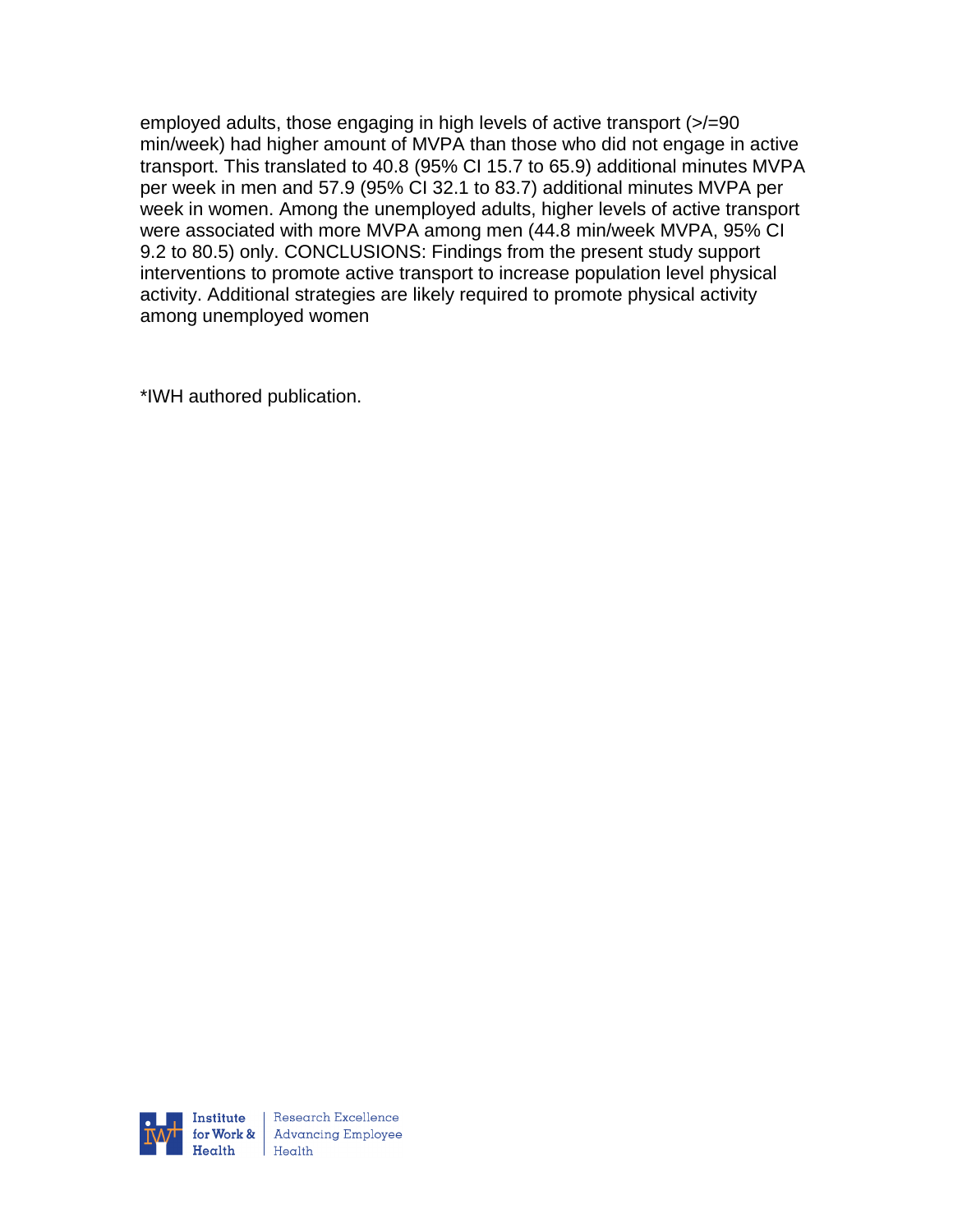employed adults, those engaging in high levels of active transport (>/=90 min/week) had higher amount of MVPA than those who did not engage in active transport. This translated to 40.8 (95% CI 15.7 to 65.9) additional minutes MVPA per week in men and 57.9 (95% CI 32.1 to 83.7) additional minutes MVPA per week in women. Among the unemployed adults, higher levels of active transport were associated with more MVPA among men (44.8 min/week MVPA, 95% CI 9.2 to 80.5) only. CONCLUSIONS: Findings from the present study support interventions to promote active transport to increase population level physical activity. Additional strategies are likely required to promote physical activity among unemployed women

*IWH authored publication.